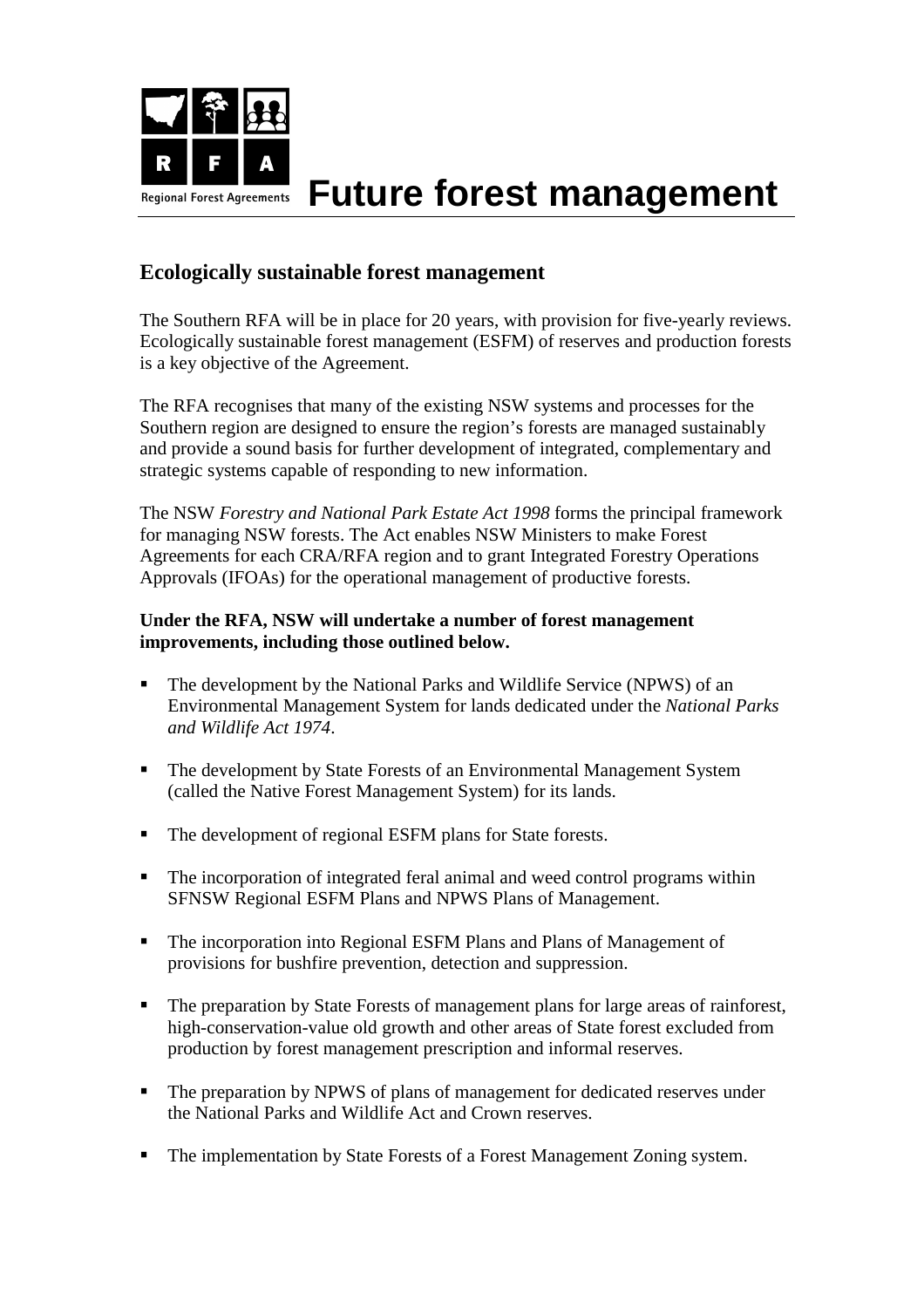Regional Forest Agreements

# Future forest management

## Ecologically sustainable forest management

The Southern RFA will be in place for 20 years, with provision for five-yearly reviews. Ecologically sustainable forest management (ESFM) of reserves and production forests is a key objective of the Agreement.

The RFA recognises that many of the existing NSW systems and processes for the Southern region are designed to ensure the region's forests are managed sustainably and provide a sound basis for further development of integrated, complementary and strategic systems capable of responding to new information.

The NSW *Forestry and National Park Estate Act 1998* forms the principal framework for managing NSW forests. The Act enables NSW Ministers to make Forest Agreements for each CRA/RFA region and to grant Integrated Forestry Operations Approvals (IFOAs) for the operational management of productive forests.

**Under the RFA, NSW will undertake a number of forest management improvements, including those outlined below.**

- The development by the National Parks and Wildlife Service (NPWS) of an Environmental Management System for lands dedicated under the *National Parks and Wildlife Act 1974*.
- The development by State Forests of an Environmental Management System (called the Native Forest Management System) for its lands.
- The development of regional ESFM plans for State forests.
- The incorporation of integrated feral animal and weed control programs within SFNSW Regional ESFM Plans and NPWS Plans of Management.
- The incorporation into Regional ESFM Plans and Plans of Management of provisions for bushfire prevention, detection and suppression.
- The preparation by State Forests of management plans for large areas of rainforest, high-conservation-value old growth and other areas of State forest excluded from production by forest management prescription and informal reserves.
- The preparation by NPWS of plans of management for dedicated reserves under the National Parks and Wildlife Act and Crown reserves.
- The implementation by State Forests of a Forest Management Zoning system.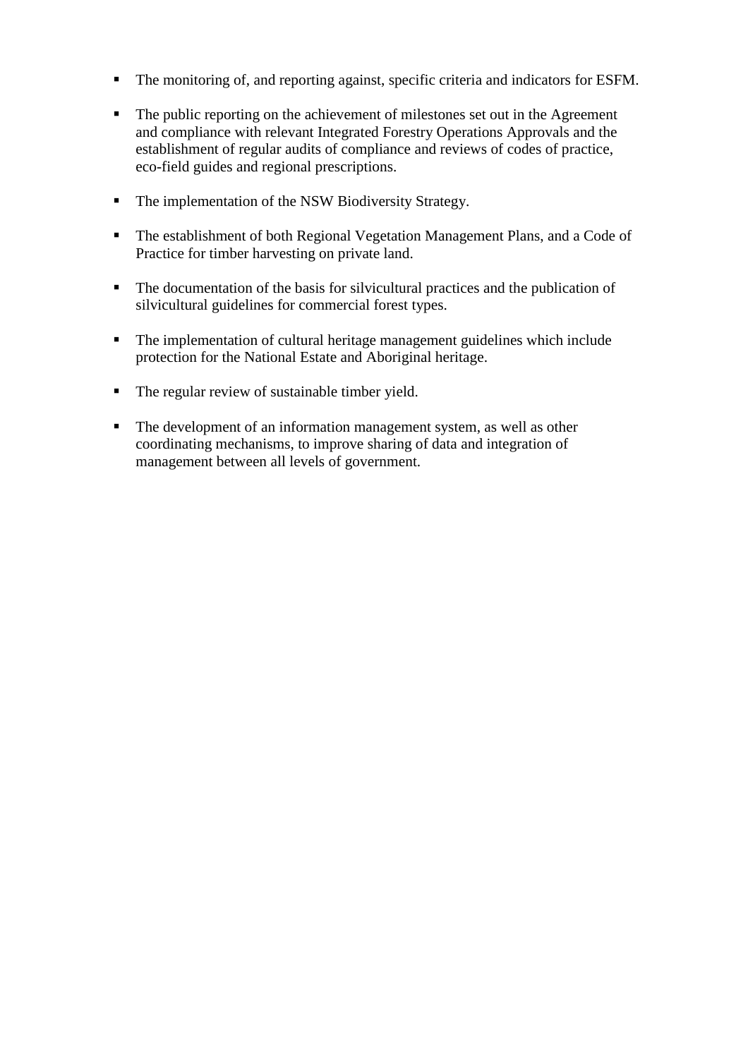- The monitoring of, and reporting against, specific criteria and indicators for ESFM.
- The public reporting on the achievement of milestones set out in the Agreement and compliance with relevant Integrated Forestry Operations Approvals and the establishment of regular audits of compliance and reviews of codes of practice, eco-field guides and regional prescriptions.
- The implementation of the NSW Biodiversity Strategy.
- The establishment of both Regional Vegetation Management Plans, and a Code of Practice for timber harvesting on private land.
- The documentation of the basis for silvicultural practices and the publication of silvicultural guidelines for commercial forest types.
- The implementation of cultural heritage management guidelines which include protection for the National Estate and Aboriginal heritage.
- The regular review of sustainable timber yield.
- The development of an information management system, as well as other coordinating mechanisms, to improve sharing of data and integration of management between all levels of government.